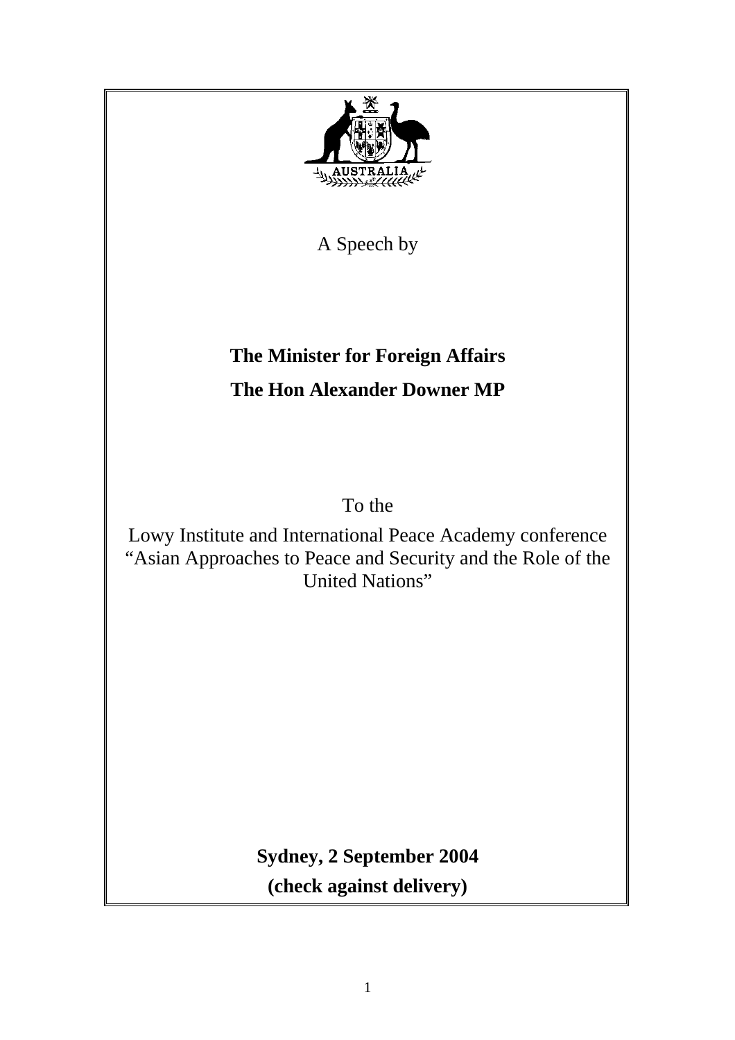A Speech by

**The Minister for Foreign Affairs**

**The Hon Alexander Downer MP**

To the

Lowy Institute and International Peace Academy conference "Asian Approaches to Peace and Security and the Role of the United Nations"

**Sydney, 2 September 2004**

**(check against delivery)**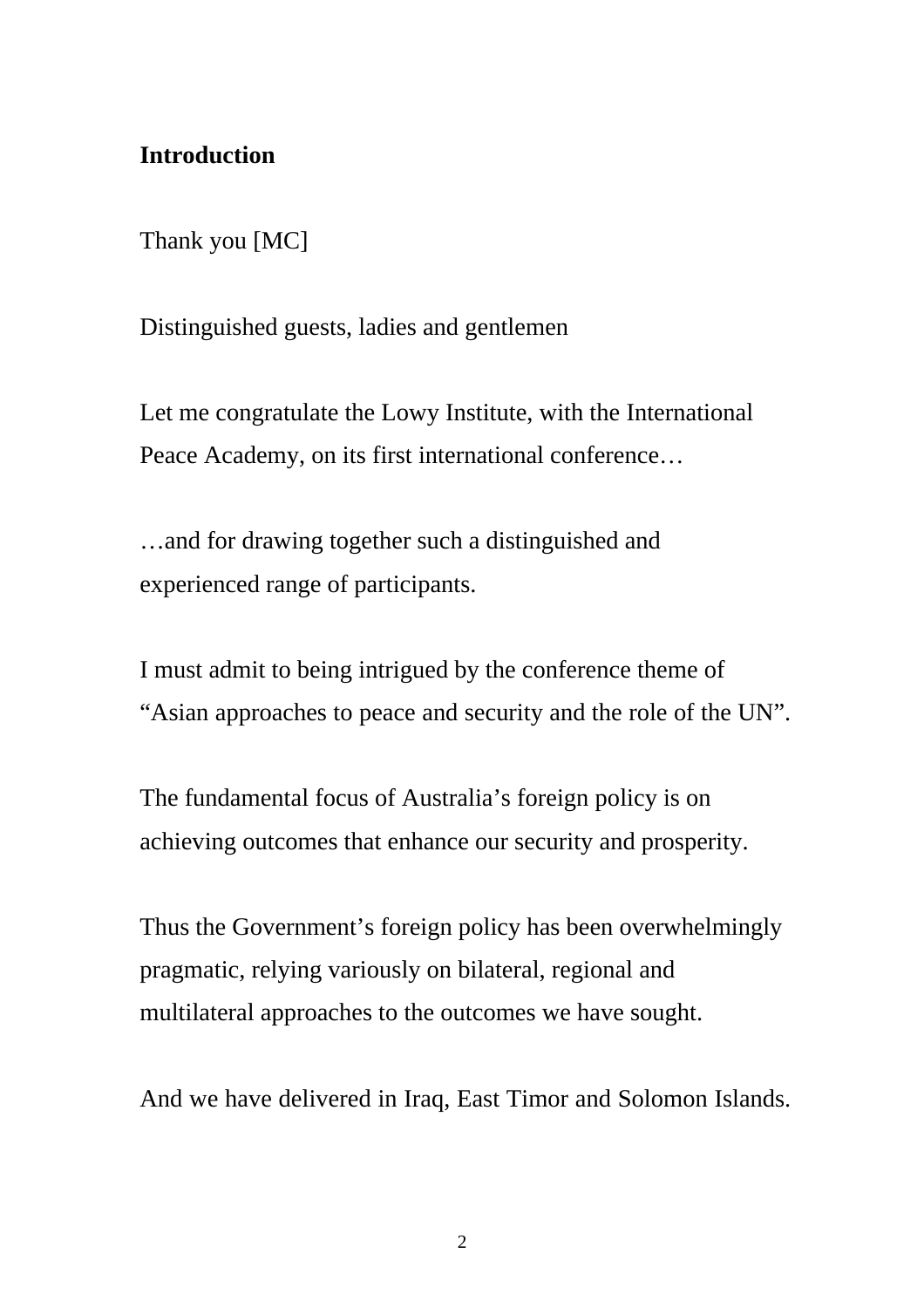**Introduction**

Thank you [MC]

Distinguished guests, ladies and gentlemen

Let me congratulate the Lowy Institute, with the International Peace Academy, on its first international conference…

…and for drawing together such a distinguished and experienced range of participants.

I must admit to being intrigued by the conference theme of "Asian approaches to peace and security and the role of the UN".

The fundamental focus of Australia's foreign policy is on achieving outcomes that enhance our security and prosperity.

Thus the Government's foreign policy has been overwhelmingly pragmatic, relying variously on bilateral, regional and multilateral approaches to the outcomes we have sought.

And we have delivered in Iraq, East Timor and Solomon Islands.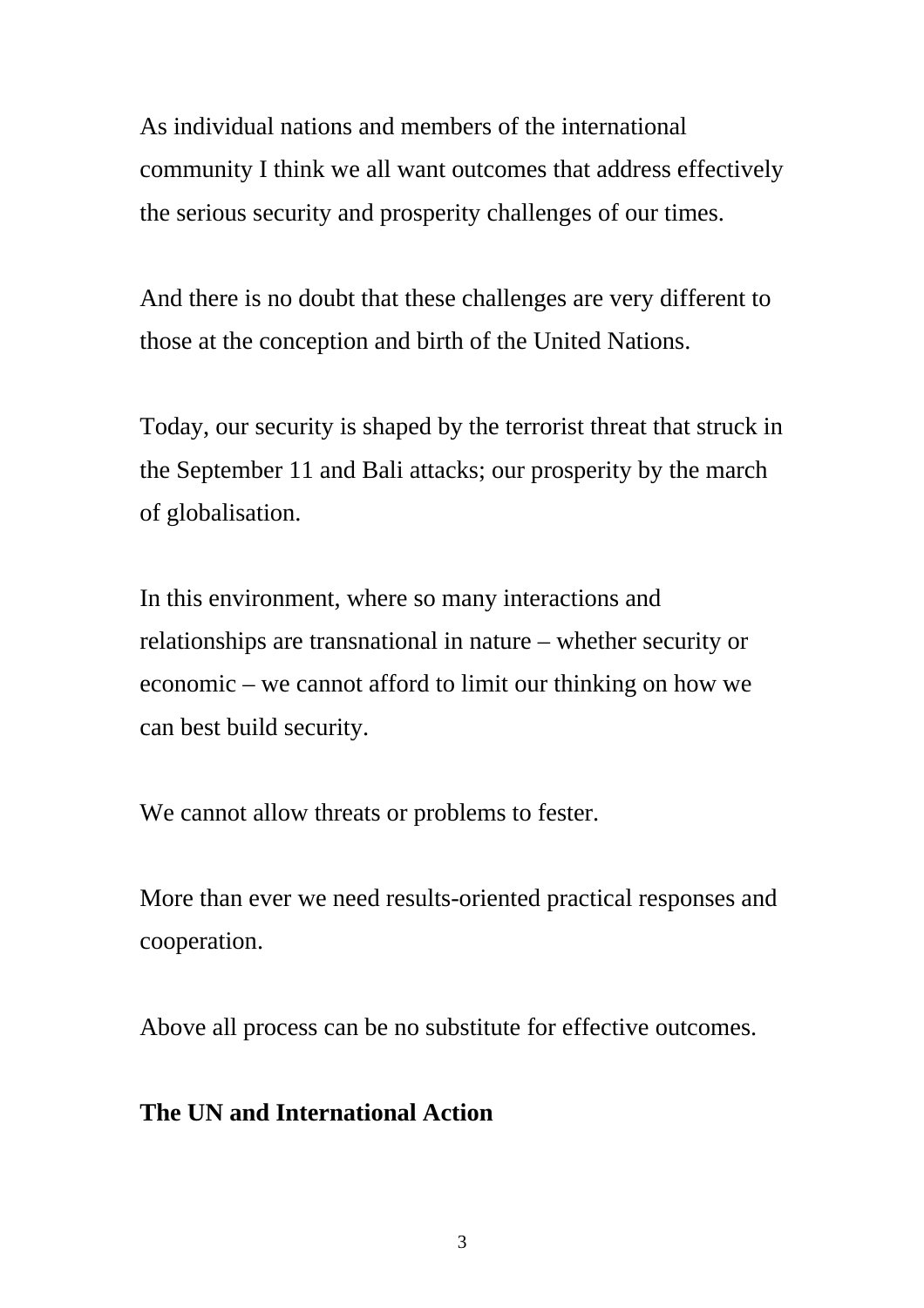As individual nations and members of the international community I think we all want outcomes that address effectively the serious security and prosperity challenges of our times.

And there is no doubt that these challenges are very different to those at the conception and birth of the United Nations.

Today, our security is shaped by the terrorist threat that struck in the September 11 and Bali attacks; our prosperity by the march of globalisation.

In this environment, where so many interactions and relationships are transnational in nature – whether security or economic – we cannot afford to limit our thinking on how we can best build security.

We cannot allow threats or problems to fester.

More than ever we need results-oriented practical responses and cooperation.

Above all process can be no substitute for effective outcomes.

**The UN and International Action**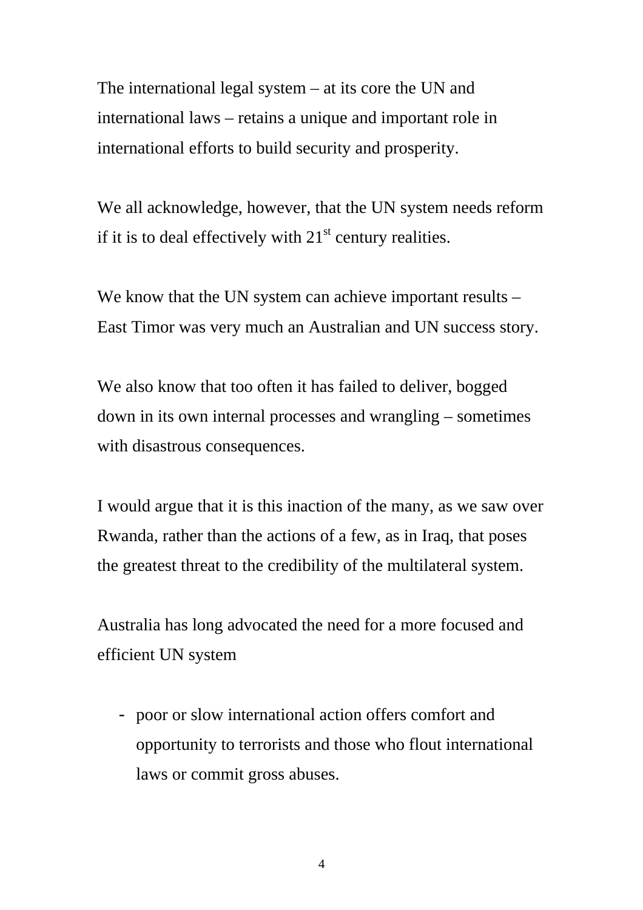The international legal system – at its core the UN and international laws – retains a unique and important role in international efforts to build security and prosperity.

We all acknowledge, however, that the UN system needs reform if it is to deal effectively with 21st century realities.

We know that the UN system can achieve important results – East Timor was very much an Australian and UN success story.

We also know that too often it has failed to deliver, bogged down in its own internal processes and wrangling – sometimes with disastrous consequences.

I would argue that it is this inaction of the many, as we saw over Rwanda, rather than the actions of a few, as in Iraq, that poses the greatest threat to the credibility of the multilateral system.

Australia has long advocated the need for a more focused and efficient UN system

- poor or slow international action offers comfort and opportunity to terrorists and those who flout international laws or commit gross abuses.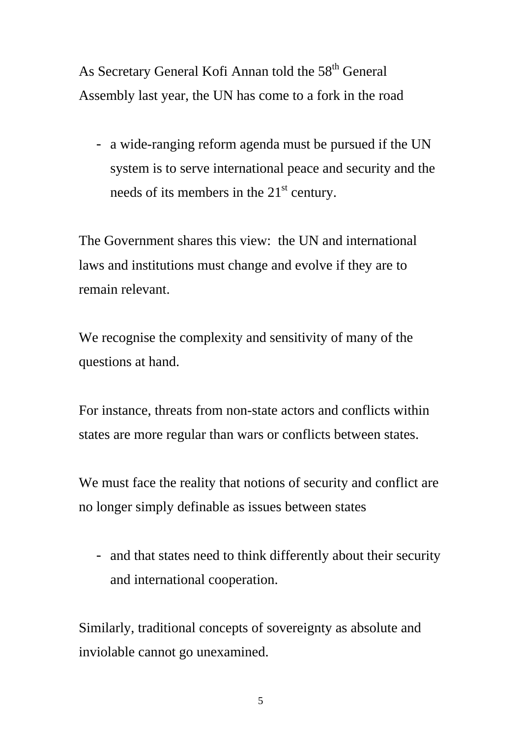As Secretary General Kofi Annan told the 58th General Assembly last year, the UN has come to a fork in the road

- a wide-ranging reform agenda must be pursued if the UN system is to serve international peace and security and the needs of its members in the 21st century.

The Government shares this view: the UN and international laws and institutions must change and evolve if they are to remain relevant.

We recognise the complexity and sensitivity of many of the questions at hand.

For instance, threats from non-state actors and conflicts within states are more regular than wars or conflicts between states.

We must face the reality that notions of security and conflict are no longer simply definable as issues between states

- and that states need to think differently about their security and international cooperation.

Similarly, traditional concepts of sovereignty as absolute and inviolable cannot go unexamined.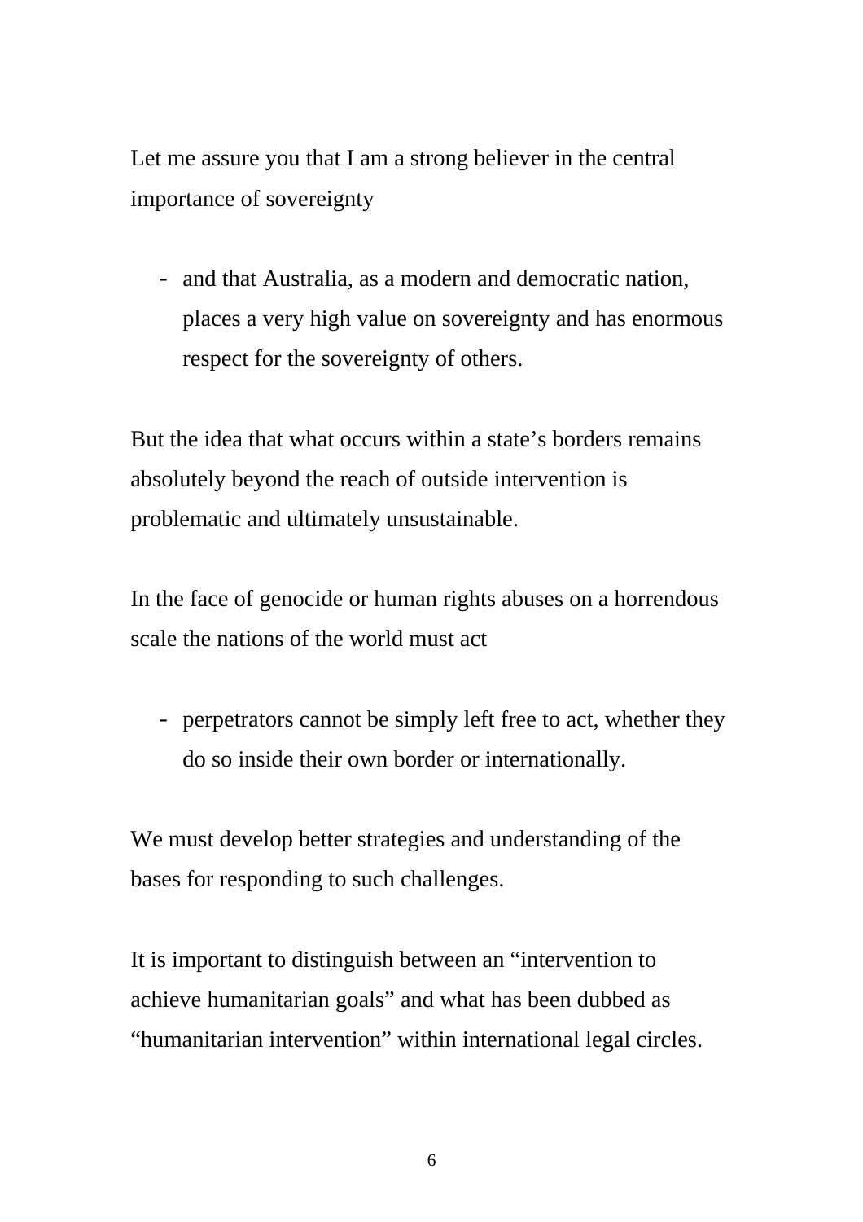Let me assure you that I am a strong believer in the central importance of sovereignty

- and that Australia, as a modern and democratic nation, places a very high value on sovereignty and has enormous respect for the sovereignty of others.

But the idea that what occurs within a state's borders remains absolutely beyond the reach of outside intervention is problematic and ultimately unsustainable.

In the face of genocide or human rights abuses on a horrendous scale the nations of the world must act

- perpetrators cannot be simply left free to act, whether they do so inside their own border or internationally.

We must develop better strategies and understanding of the bases for responding to such challenges.

It is important to distinguish between an "intervention to achieve humanitarian goals" and what has been dubbed as "humanitarian intervention" within international legal circles.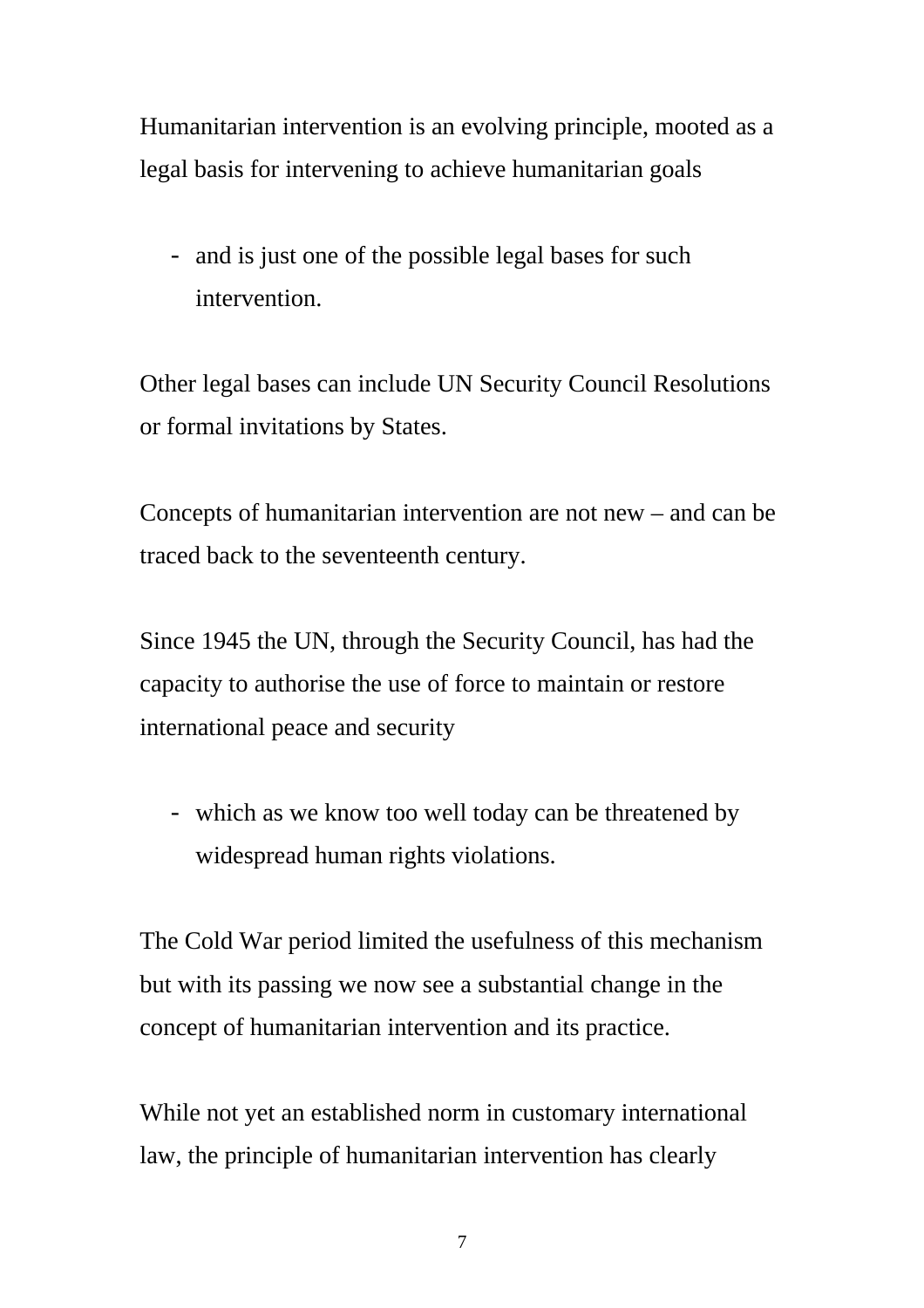Humanitarian intervention is an evolving principle, mooted as a legal basis for intervening to achieve humanitarian goals

- and is just one of the possible legal bases for such intervention.

Other legal bases can include UN Security Council Resolutions or formal invitations by States.

Concepts of humanitarian intervention are not new – and can be traced back to the seventeenth century.

Since 1945 the UN, through the Security Council, has had the capacity to authorise the use of force to maintain or restore international peace and security

- which as we know too well today can be threatened by widespread human rights violations.

The Cold War period limited the usefulness of this mechanism but with its passing we now see a substantial change in the concept of humanitarian intervention and its practice.

While not yet an established norm in customary international law, the principle of humanitarian intervention has clearly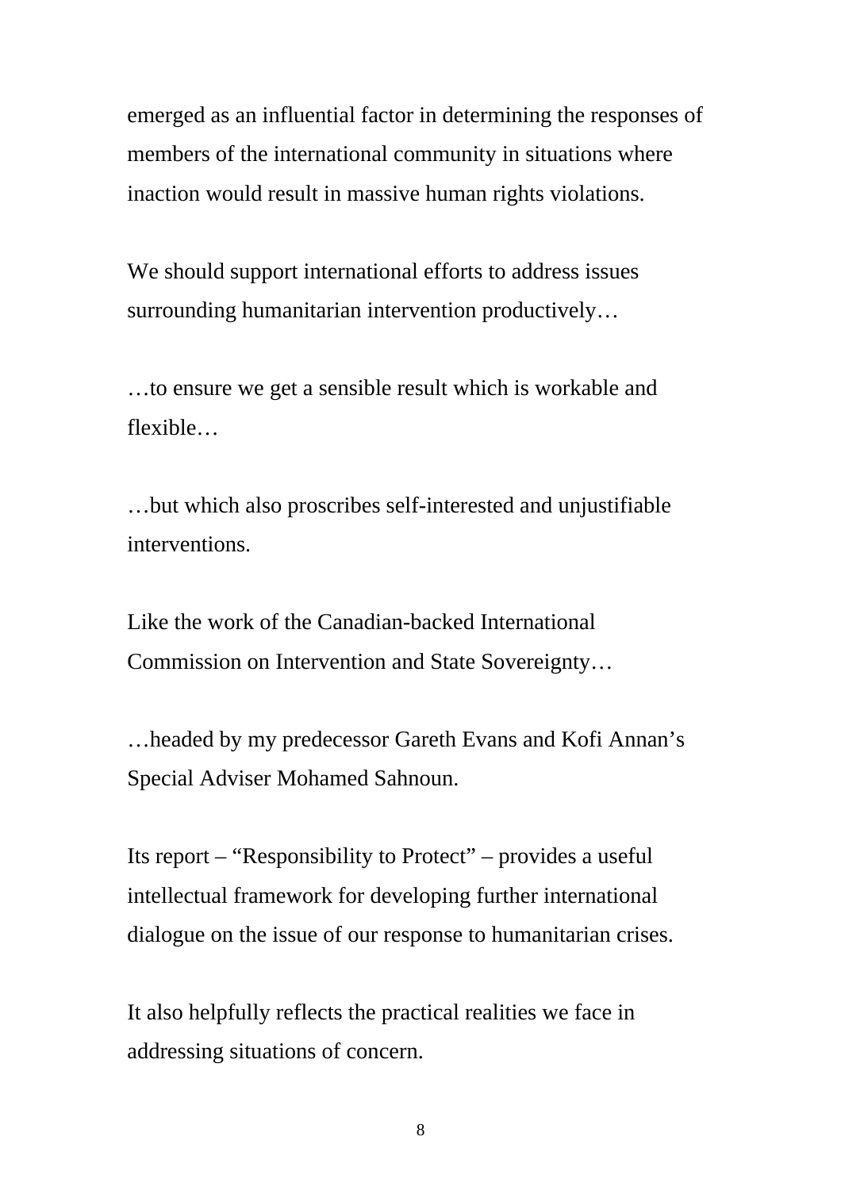emerged as an influential factor in determining the responses of members of the international community in situations where inaction would result in massive human rights violations.

We should support international efforts to address issues surrounding humanitarian intervention productively…

…to ensure we get a sensible result which is workable and flexible…

…but which also proscribes self-interested and unjustifiable interventions.

Like the work of the Canadian-backed International Commission on Intervention and State Sovereignty…

…headed by my predecessor Gareth Evans and Kofi Annan's Special Adviser Mohamed Sahnoun.

Its report – "Responsibility to Protect" – provides a useful intellectual framework for developing further international dialogue on the issue of our response to humanitarian crises.

It also helpfully reflects the practical realities we face in addressing situations of concern.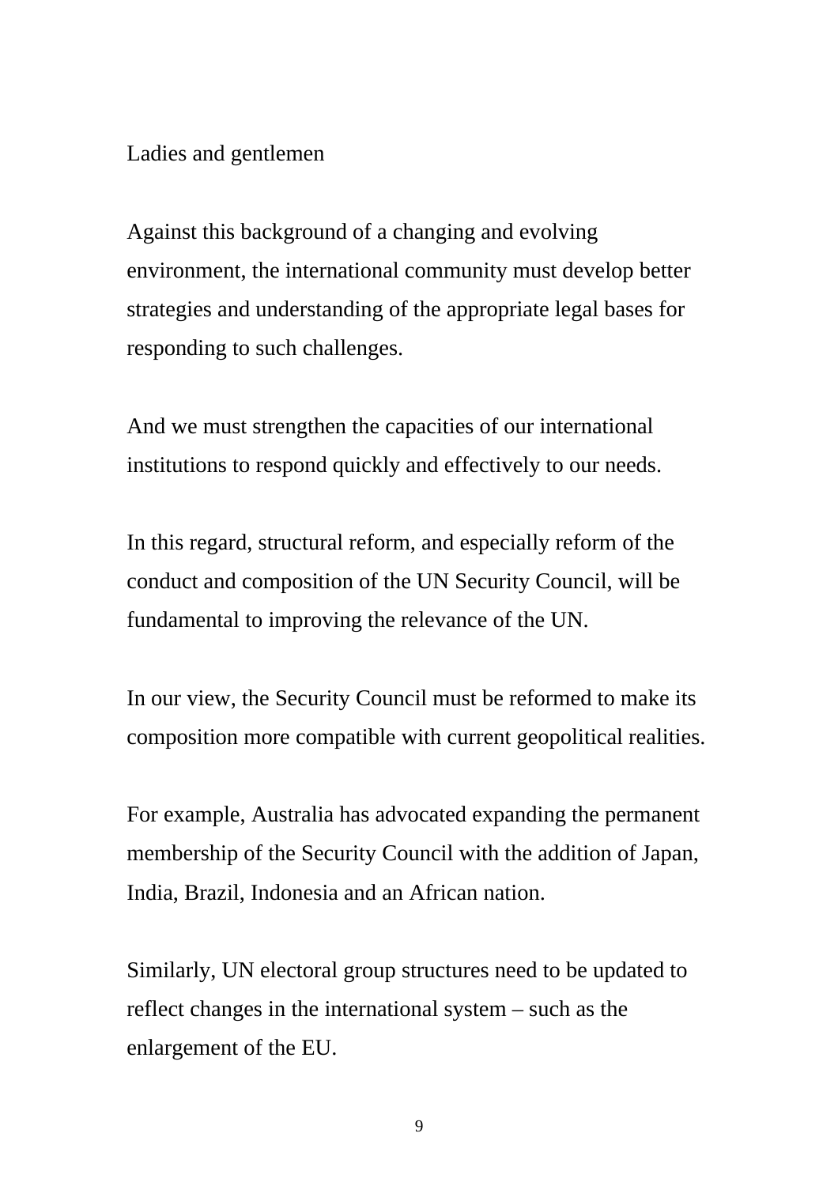Ladies and gentlemen

Against this background of a changing and evolving environment, the international community must develop better strategies and understanding of the appropriate legal bases for responding to such challenges.

And we must strengthen the capacities of our international institutions to respond quickly and effectively to our needs.

In this regard, structural reform, and especially reform of the conduct and composition of the UN Security Council, will be fundamental to improving the relevance of the UN.

In our view, the Security Council must be reformed to make its composition more compatible with current geopolitical realities.

For example, Australia has advocated expanding the permanent membership of the Security Council with the addition of Japan, India, Brazil, Indonesia and an African nation.

Similarly, UN electoral group structures need to be updated to reflect changes in the international system – such as the enlargement of the EU.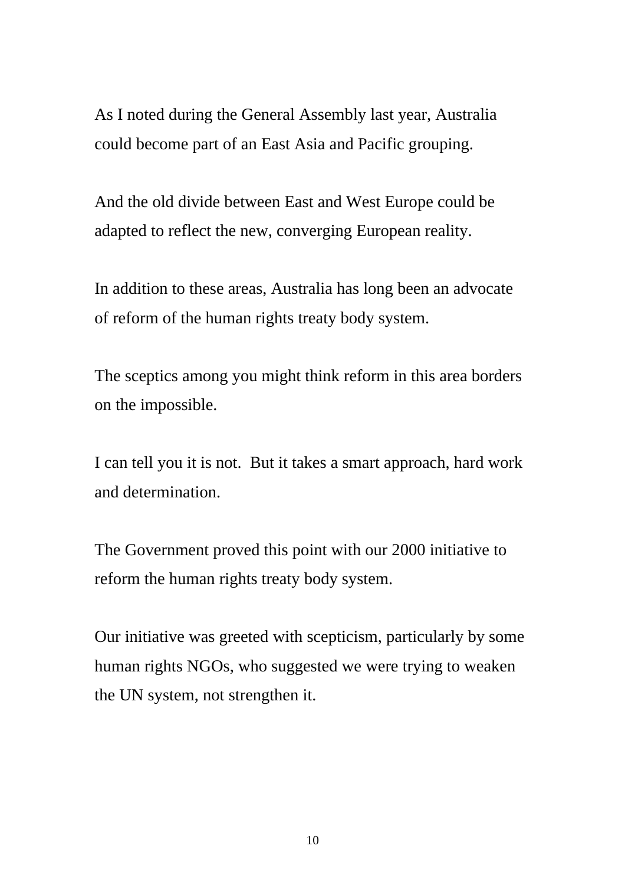As I noted during the General Assembly last year, Australia could become part of an East Asia and Pacific grouping.

And the old divide between East and West Europe could be adapted to reflect the new, converging European reality.

In addition to these areas, Australia has long been an advocate of reform of the human rights treaty body system.

The sceptics among you might think reform in this area borders on the impossible.

I can tell you it is not.  But it takes a smart approach, hard work and determination.

The Government proved this point with our 2000 initiative to reform the human rights treaty body system.

Our initiative was greeted with scepticism, particularly by some human rights NGOs, who suggested we were trying to weaken the UN system, not strengthen it.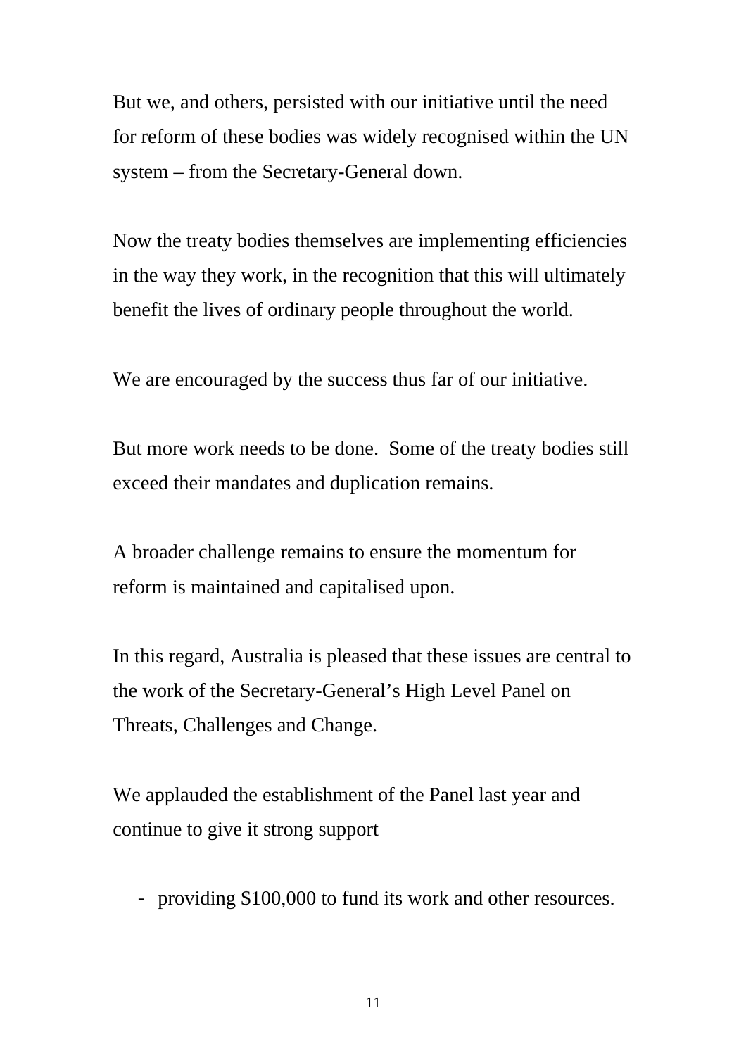But we, and others, persisted with our initiative until the need for reform of these bodies was widely recognised within the UN system – from the Secretary-General down.

Now the treaty bodies themselves are implementing efficiencies in the way they work, in the recognition that this will ultimately benefit the lives of ordinary people throughout the world.

We are encouraged by the success thus far of our initiative.

But more work needs to be done.  Some of the treaty bodies still exceed their mandates and duplication remains.

A broader challenge remains to ensure the momentum for reform is maintained and capitalised upon.

In this regard, Australia is pleased that these issues are central to the work of the Secretary-General's High Level Panel on Threats, Challenges and Change.

We applauded the establishment of the Panel last year and continue to give it strong support

- providing $100,000 to fund its work and other resources.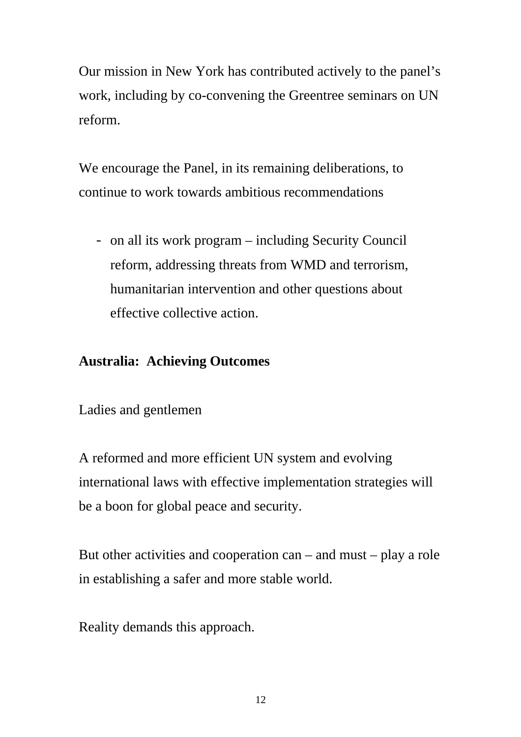Our mission in New York has contributed actively to the panel's work, including by co-convening the Greentree seminars on UN reform.

We encourage the Panel, in its remaining deliberations, to continue to work towards ambitious recommendations

- on all its work program – including Security Council reform, addressing threats from WMD and terrorism, humanitarian intervention and other questions about effective collective action.

**Australia: Achieving Outcomes**

Ladies and gentlemen

A reformed and more efficient UN system and evolving international laws with effective implementation strategies will be a boon for global peace and security.

But other activities and cooperation can – and must – play a role in establishing a safer and more stable world.

Reality demands this approach.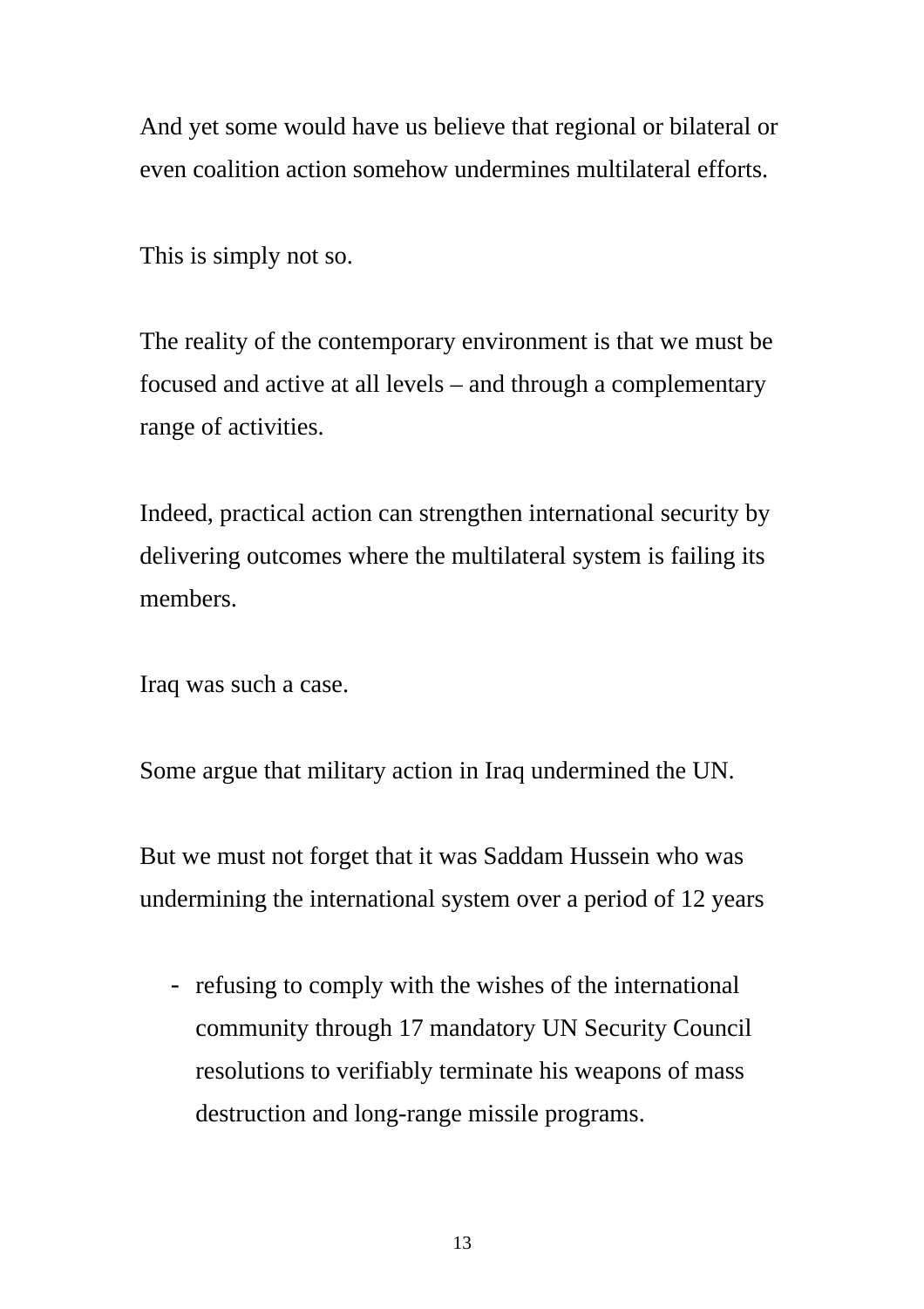And yet some would have us believe that regional or bilateral or even coalition action somehow undermines multilateral efforts.

This is simply not so.

The reality of the contemporary environment is that we must be focused and active at all levels – and through a complementary range of activities.

Indeed, practical action can strengthen international security by delivering outcomes where the multilateral system is failing its members.

Iraq was such a case.

Some argue that military action in Iraq undermined the UN.

But we must not forget that it was Saddam Hussein who was undermining the international system over a period of 12 years

- refusing to comply with the wishes of the international community through 17 mandatory UN Security Council resolutions to verifiably terminate his weapons of mass destruction and long-range missile programs.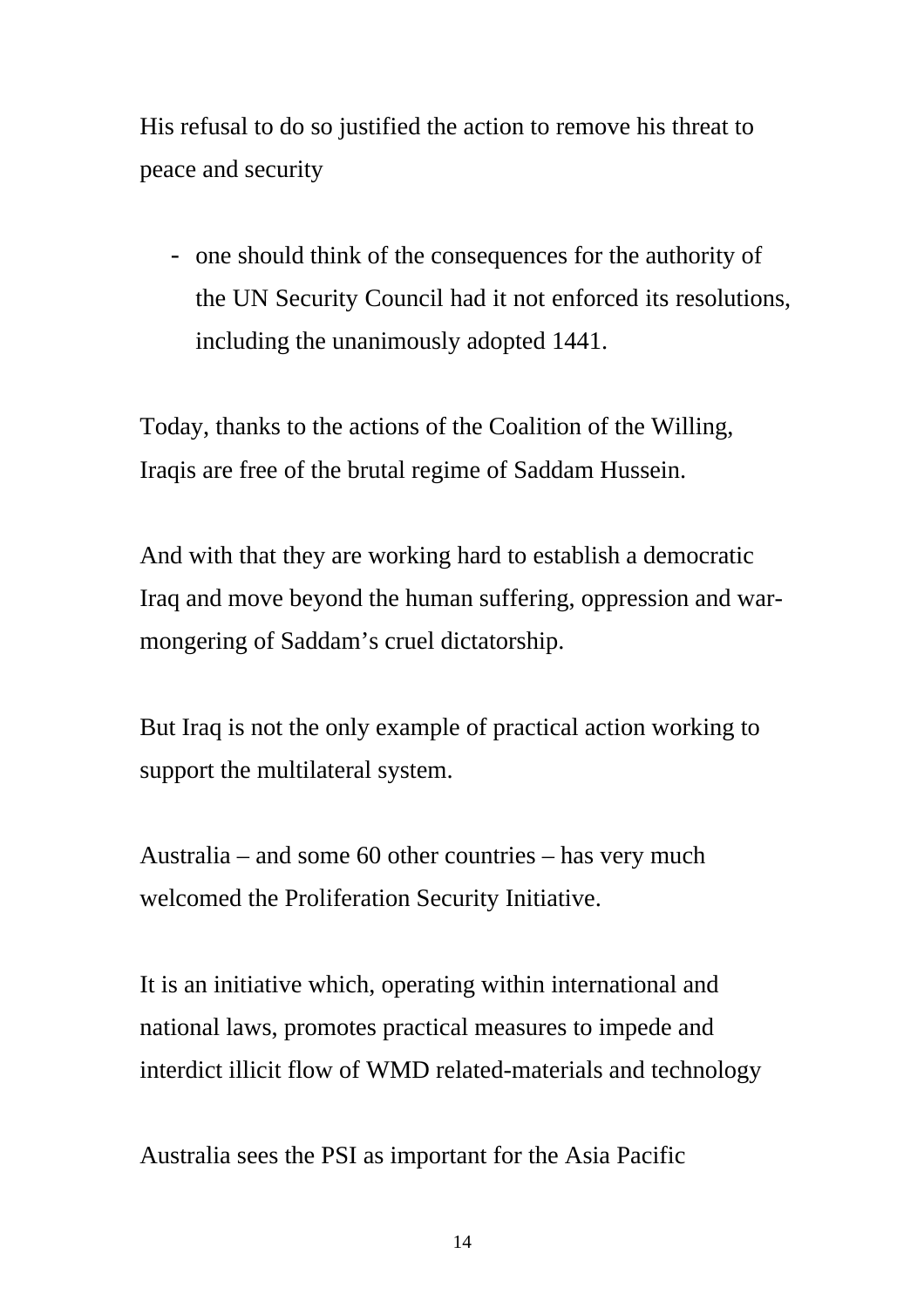His refusal to do so justified the action to remove his threat to peace and security

- one should think of the consequences for the authority of the UN Security Council had it not enforced its resolutions, including the unanimously adopted 1441.

Today, thanks to the actions of the Coalition of the Willing, Iraqis are free of the brutal regime of Saddam Hussein.

And with that they are working hard to establish a democratic Iraq and move beyond the human suffering, oppression and war-mongering of Saddam's cruel dictatorship.

But Iraq is not the only example of practical action working to support the multilateral system.

Australia – and some 60 other countries – has very much welcomed the Proliferation Security Initiative.

It is an initiative which, operating within international and national laws, promotes practical measures to impede and interdict illicit flow of WMD related-materials and technology

Australia sees the PSI as important for the Asia Pacific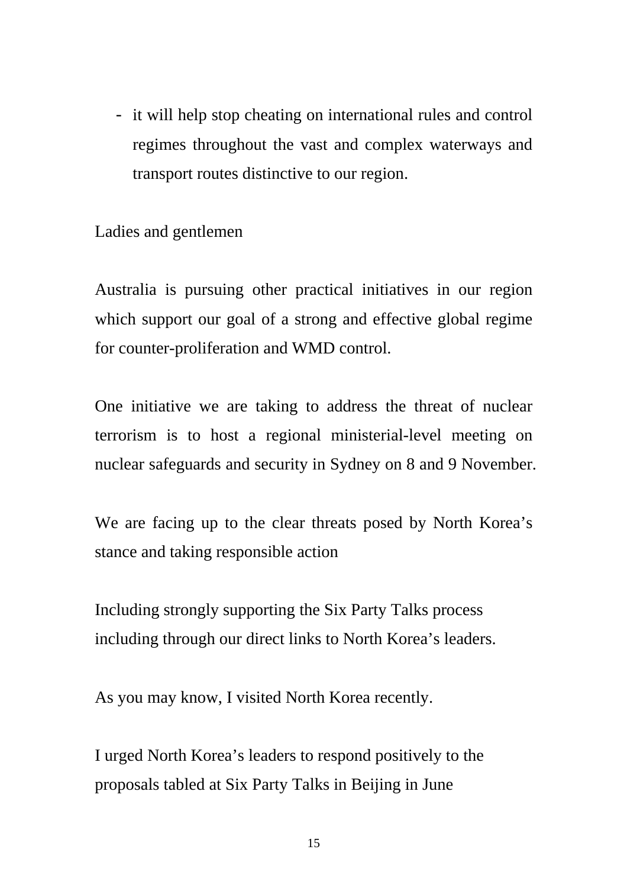- it will help stop cheating on international rules and control regimes throughout the vast and complex waterways and transport routes distinctive to our region.

Ladies and gentlemen

Australia is pursuing other practical initiatives in our region which support our goal of a strong and effective global regime for counter-proliferation and WMD control.

One initiative we are taking to address the threat of nuclear terrorism is to host a regional ministerial-level meeting on nuclear safeguards and security in Sydney on 8 and 9 November.

We are facing up to the clear threats posed by North Korea's stance and taking responsible action

Including strongly supporting the Six Party Talks process including through our direct links to North Korea's leaders.

As you may know, I visited North Korea recently.

I urged North Korea's leaders to respond positively to the proposals tabled at Six Party Talks in Beijing in June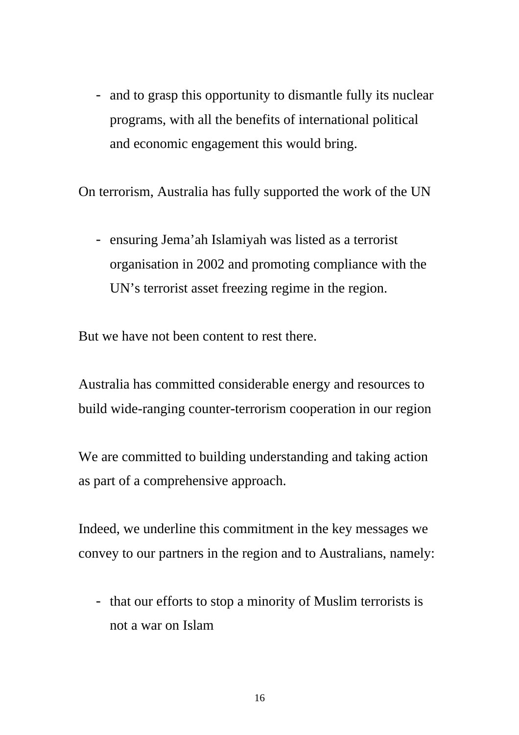- and to grasp this opportunity to dismantle fully its nuclear programs, with all the benefits of international political and economic engagement this would bring.

On terrorism, Australia has fully supported the work of the UN

- ensuring Jema'ah Islamiyah was listed as a terrorist organisation in 2002 and promoting compliance with the UN's terrorist asset freezing regime in the region.

But we have not been content to rest there.

Australia has committed considerable energy and resources to build wide-ranging counter-terrorism cooperation in our region

We are committed to building understanding and taking action as part of a comprehensive approach.

Indeed, we underline this commitment in the key messages we convey to our partners in the region and to Australians, namely:

- that our efforts to stop a minority of Muslim terrorists is not a war on Islam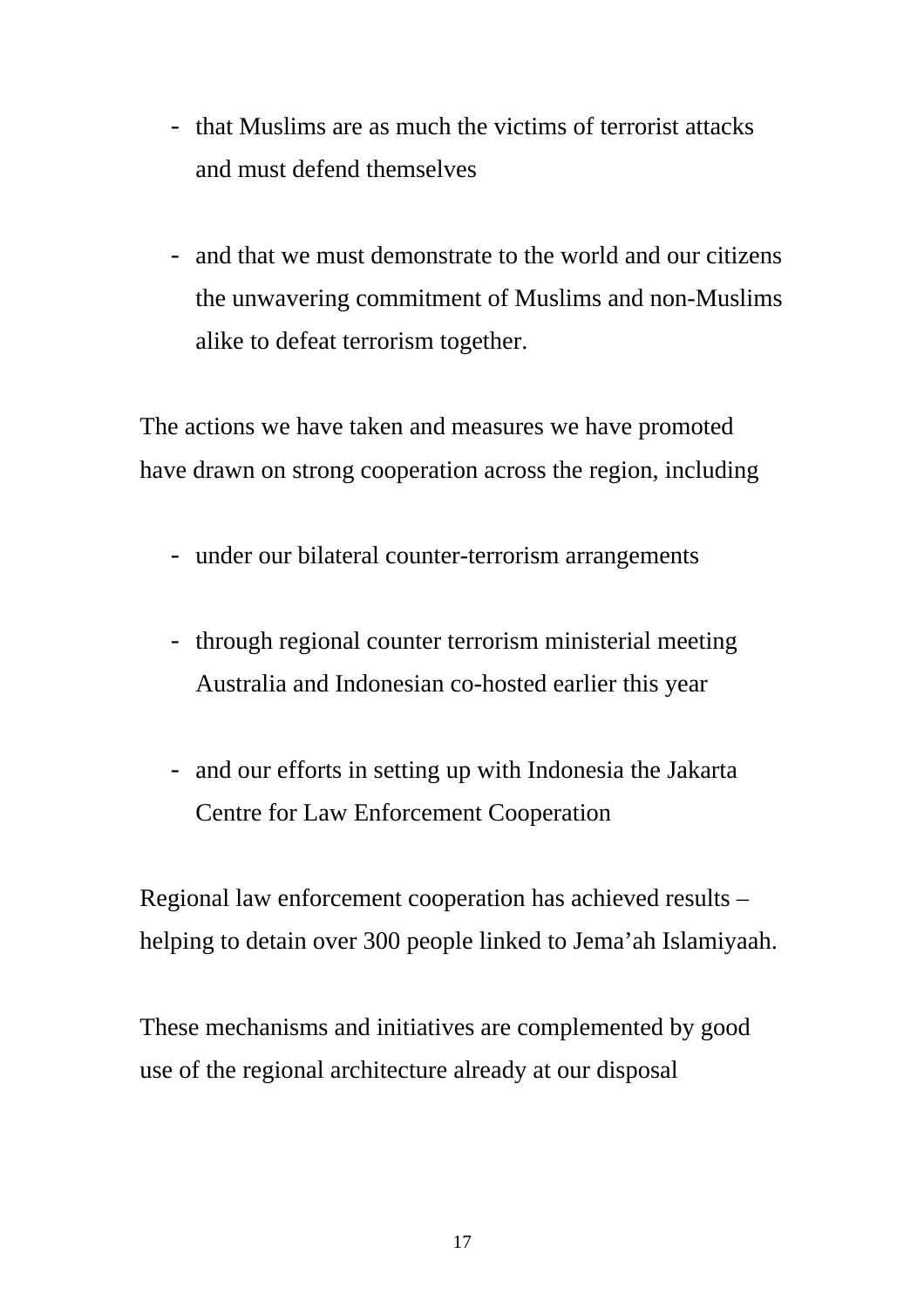- that Muslims are as much the victims of terrorist attacks and must defend themselves

- and that we must demonstrate to the world and our citizens the unwavering commitment of Muslims and non-Muslims alike to defeat terrorism together.

The actions we have taken and measures we have promoted have drawn on strong cooperation across the region, including

- under our bilateral counter-terrorism arrangements

- through regional counter terrorism ministerial meeting Australia and Indonesian co-hosted earlier this year

- and our efforts in setting up with Indonesia the Jakarta Centre for Law Enforcement Cooperation

Regional law enforcement cooperation has achieved results – helping to detain over 300 people linked to Jema'ah Islamiyaah.

These mechanisms and initiatives are complemented by good use of the regional architecture already at our disposal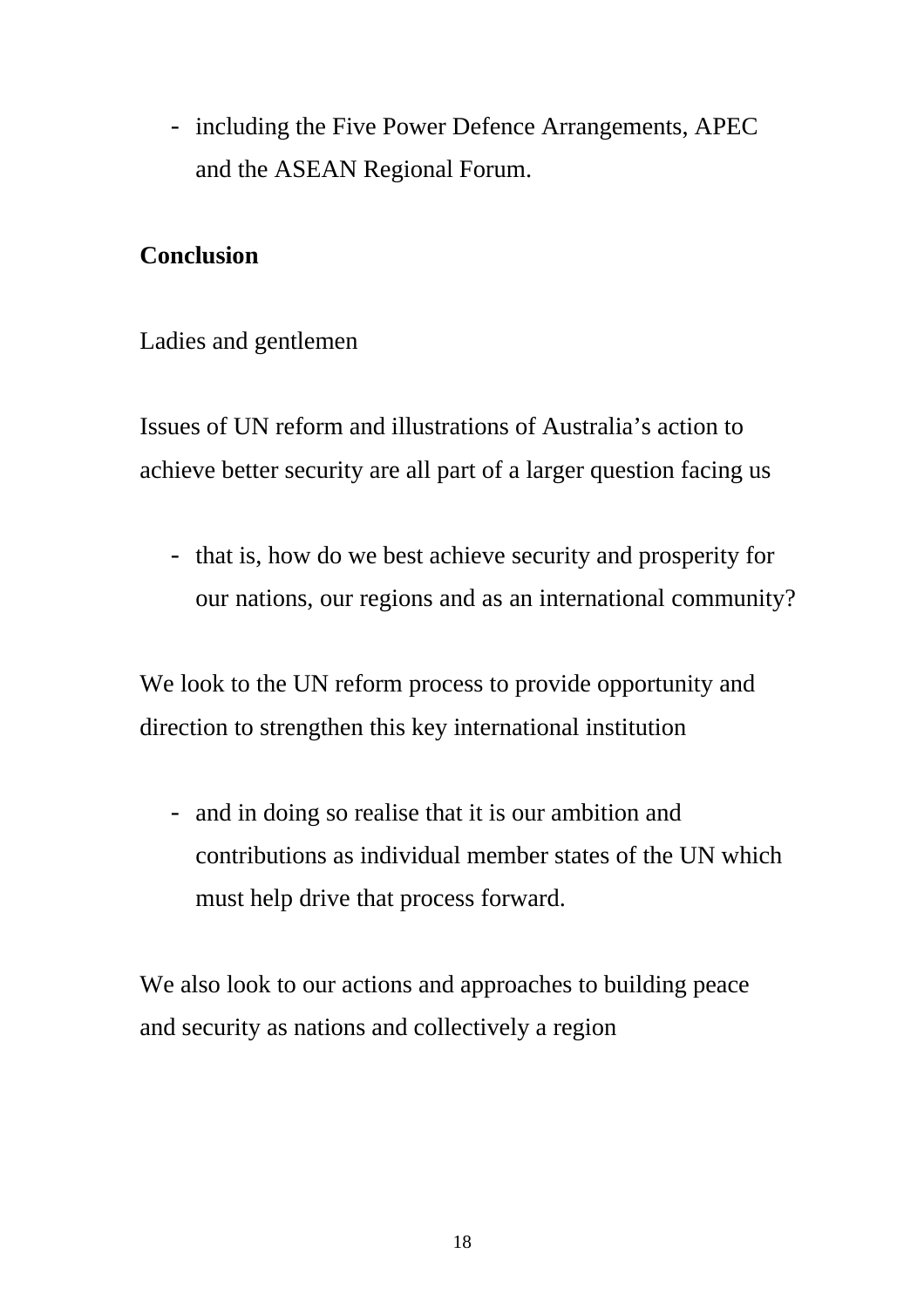- including the Five Power Defence Arrangements, APEC and the ASEAN Regional Forum.

**Conclusion**

Ladies and gentlemen

Issues of UN reform and illustrations of Australia's action to achieve better security are all part of a larger question facing us

- that is, how do we best achieve security and prosperity for our nations, our regions and as an international community?

We look to the UN reform process to provide opportunity and direction to strengthen this key international institution

- and in doing so realise that it is our ambition and contributions as individual member states of the UN which must help drive that process forward.

We also look to our actions and approaches to building peace and security as nations and collectively a region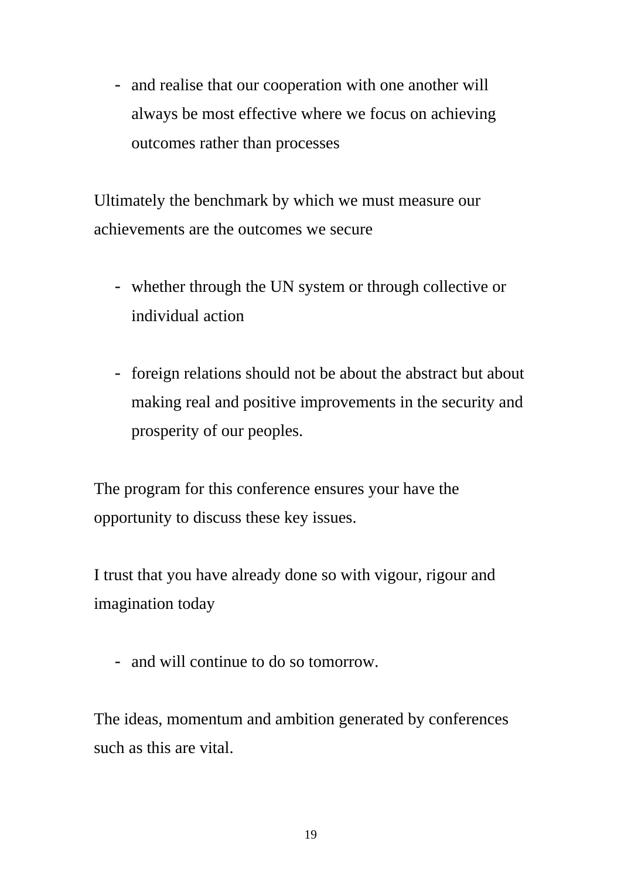- and realise that our cooperation with one another will always be most effective where we focus on achieving outcomes rather than processes

Ultimately the benchmark by which we must measure our achievements are the outcomes we secure

- whether through the UN system or through collective or individual action

- foreign relations should not be about the abstract but about making real and positive improvements in the security and prosperity of our peoples.

The program for this conference ensures your have the opportunity to discuss these key issues.

I trust that you have already done so with vigour, rigour and imagination today

- and will continue to do so tomorrow.

The ideas, momentum and ambition generated by conferences such as this are vital.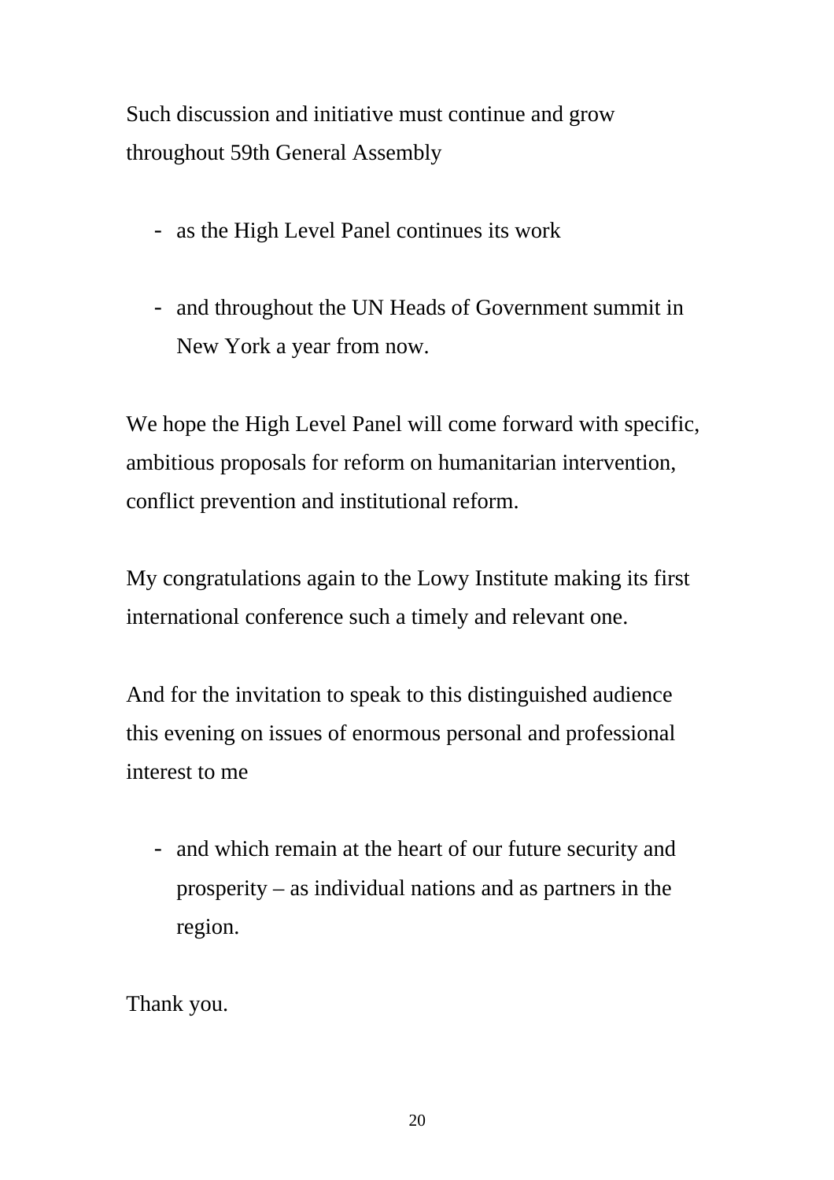Such discussion and initiative must continue and grow throughout 59th General Assembly

- as the High Level Panel continues its work

- and throughout the UN Heads of Government summit in New York a year from now.

We hope the High Level Panel will come forward with specific, ambitious proposals for reform on humanitarian intervention, conflict prevention and institutional reform.

My congratulations again to the Lowy Institute making its first international conference such a timely and relevant one.

And for the invitation to speak to this distinguished audience this evening on issues of enormous personal and professional interest to me

- and which remain at the heart of our future security and prosperity – as individual nations and as partners in the region.

Thank you.